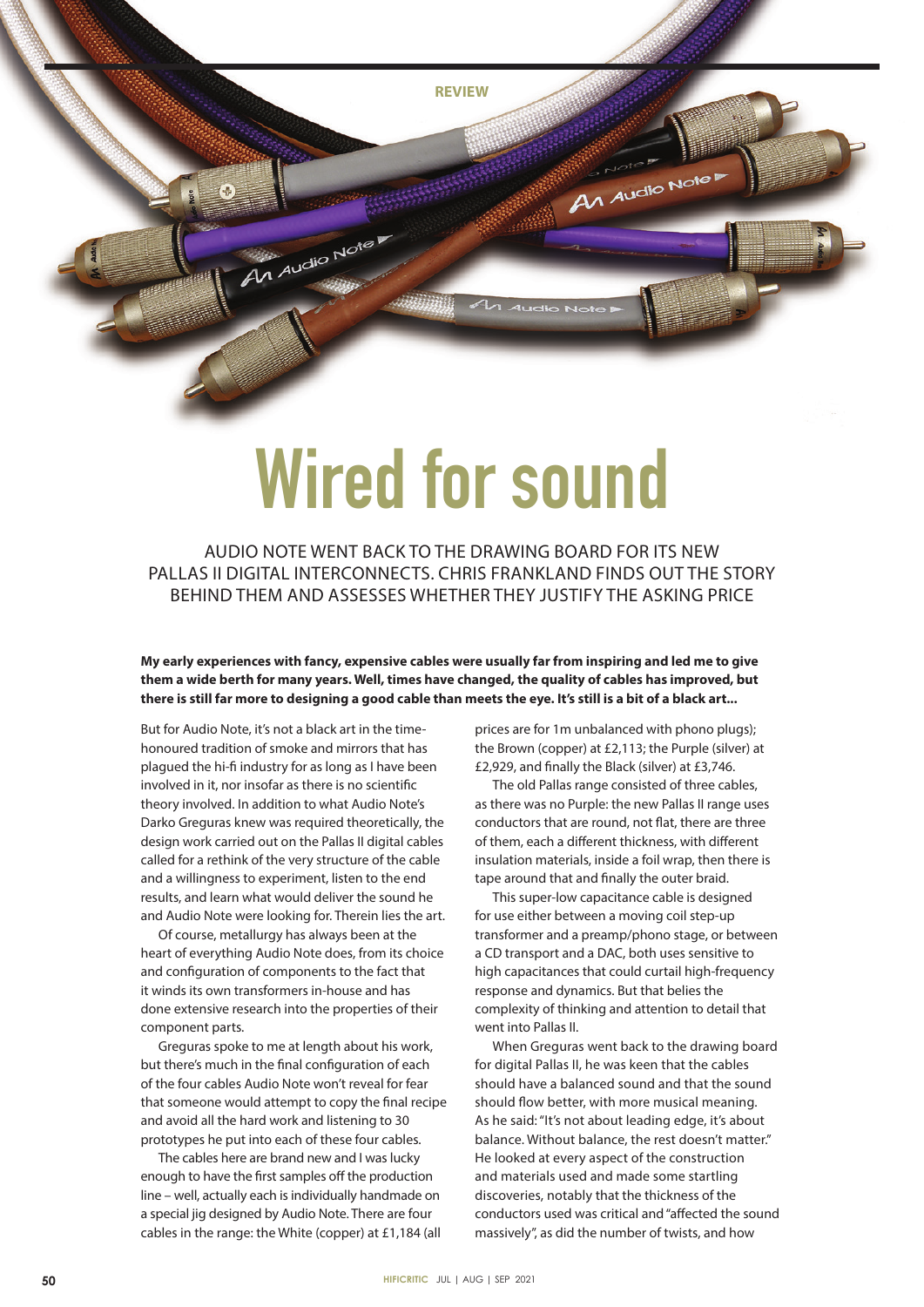REVIEW

# Wired for sound

AUDIO NOTE WENT BACK TO THE DRAWING BOARD FOR ITS NEW PALLAS II DIGITAL INTERCONNECTS. CHRIS FRANKLAND FINDS OUT THE STORY BEHIND THEM AND ASSESSES WHETHER THEY JUSTIFY THE ASKING PRICE

**My early experiences with fancy, expensive cables were usually far from inspiring and led me to give them a wide berth for many years. Well, times have changed, the quality of cables has improved, but there is still far more to designing a good cable than meets the eye. It's still is a bit of a black art...**

But for Audio Note, it's not a black art in the time-honoured tradition of smoke and mirrors that has plagued the hi-fi industry for as long as I have been involved in it, nor insofar as there is no scientific theory involved. In addition to what Audio Note's Darko Greguras knew was required theoretically, the design work carried out on the Pallas II digital cables called for a rethink of the very structure of the cable and a willingness to experiment, listen to the end results, and learn what would deliver the sound he and Audio Note were looking for. Therein lies the art.

Of course, metallurgy has always been at the heart of everything Audio Note does, from its choice and configuration of components to the fact that it winds its own transformers in-house and has done extensive research into the properties of their component parts.

Greguras spoke to me at length about his work, but there's much in the final configuration of each of the four cables Audio Note won't reveal for fear that someone would attempt to copy the final recipe and avoid all the hard work and listening to 30 prototypes he put into each of these four cables.

The cables here are brand new and I was lucky enough to have the first samples off the production line – well, actually each is individually handmade on a special jig designed by Audio Note. There are four cables in the range: the White (copper) at £1,184 (all prices are for 1m unbalanced with phono plugs); the Brown (copper) at £2,113; the Purple (silver) at £2,929, and finally the Black (silver) at £3,746.

The old Pallas range consisted of three cables, as there was no Purple: the new Pallas II range uses conductors that are round, not flat, there are three of them, each a different thickness, with different insulation materials, inside a foil wrap, then there is tape around that and finally the outer braid.

This super-low capacitance cable is designed for use either between a moving coil step-up transformer and a preamp/phono stage, or between a CD transport and a DAC, both uses sensitive to high capacitances that could curtail high-frequency response and dynamics. But that belies the complexity of thinking and attention to detail that went into Pallas II.

When Greguras went back to the drawing board for digital Pallas II, he was keen that the cables should have a balanced sound and that the sound should flow better, with more musical meaning. As he said: "It's not about leading edge, it's about balance. Without balance, the rest doesn't matter." He looked at every aspect of the construction and materials used and made some startling discoveries, notably that the thickness of the conductors used was critical and "affected the sound massively", as did the number of twists, and how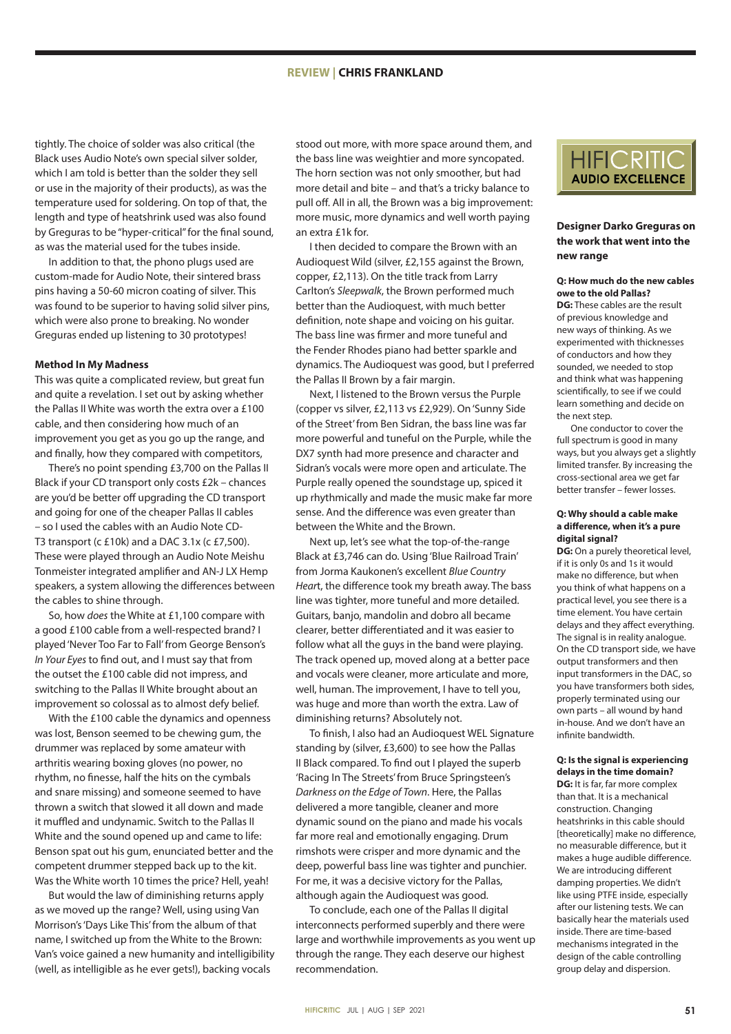tightly. The choice of solder was also critical (the Black uses Audio Note's own special silver solder, which I am told is better than the solder they sell or use in the majority of their products), as was the temperature used for soldering. On top of that, the length and type of heatshrink used was also found by Greguras to be "hyper-critical" for the final sound, as was the material used for the tubes inside.

In addition to that, the phono plugs used are custom-made for Audio Note, their sintered brass pins having a 50-60 micron coating of silver. This was found to be superior to having solid silver pins, which were also prone to breaking. No wonder Greguras ended up listening to 30 prototypes!

**Method In My Madness**

This was quite a complicated review, but great fun and quite a revelation. I set out by asking whether the Pallas II White was worth the extra over a £100 cable, and then considering how much of an improvement you get as you go up the range, and and finally, how they compared with competitors,

There's no point spending £3,700 on the Pallas II Black if your CD transport only costs £2k – chances are you'd be better off upgrading the CD transport and going for one of the cheaper Pallas II cables – so I used the cables with an Audio Note CD-T3 transport (c £10k) and a DAC 3.1x (c £7,500). These were played through an Audio Note Meishu Tonmeister integrated amplifier and AN-J LX Hemp speakers, a system allowing the differences between the cables to shine through.

So, how *does* the White at £1,100 compare with a good £100 cable from a well-respected brand? I played 'Never Too Far to Fall' from George Benson's *In Your Eyes* to find out, and I must say that from the outset the £100 cable did not impress, and switching to the Pallas II White brought about an improvement so colossal as to almost defy belief.

With the £100 cable the dynamics and openness was lost, Benson seemed to be chewing gum, the drummer was replaced by some amateur with arthritis wearing boxing gloves (no power, no rhythm, no finesse, half the hits on the cymbals and snare missing) and someone seemed to have thrown a switch that slowed it all down and made it muffled and undynamic. Switch to the Pallas II White and the sound opened up and came to life: Benson spat out his gum, enunciated better and the competent drummer stepped back up to the kit. Was the White worth 10 times the price? Hell, yeah!

But would the law of diminishing returns apply as we moved up the range? Well, using using Van Morrison's 'Days Like This' from the album of that name, I switched up from the White to the Brown: Van's voice gained a new humanity and intelligibility (well, as intelligible as he ever gets!), backing vocals stood out more, with more space around them, and the bass line was weightier and more syncopated. The horn section was not only smoother, but had more detail and bite – and that's a tricky balance to pull off. All in all, the Brown was a big improvement: more music, more dynamics and well worth paying an extra £1k for.

I then decided to compare the Brown with an Audioquest Wild (silver, £2,155 against the Brown, copper, £2,113). On the title track from Larry Carlton's *Sleepwalk*, the Brown performed much better than the Audioquest, with much better definition, note shape and voicing on his guitar. The bass line was firmer and more tuneful and the Fender Rhodes piano had better sparkle and dynamics. The Audioquest was good, but I preferred the Pallas II Brown by a fair margin.

Next, I listened to the Brown versus the Purple (copper vs silver, £2,113 vs £2,929). On 'Sunny Side of the Street' from Ben Sidran, the bass line was far more powerful and tuneful on the Purple, while the DX7 synth had more presence and character and Sidran's vocals were more open and articulate. The Purple really opened the soundstage up, spiced it up rhythmically and made the music make far more sense. And the difference was even greater than between the White and the Brown.

Next up, let's see what the top-of-the-range Black at £3,746 can do. Using 'Blue Railroad Train' from Jorma Kaukonen's excellent *Blue Country Heart*, the difference took my breath away. The bass line was tighter, more tuneful and more detailed. Guitars, banjo, mandolin and dobro all became clearer, better differentiated and it was easier to follow what all the guys in the band were playing. The track opened up, moved along at a better pace and vocals were cleaner, more articulate and more, well, human. The improvement, I have to tell you, was huge and more than worth the extra. Law of diminishing returns? Absolutely not.

To finish, I also had an Audioquest WEL Signature standing by (silver, £3,600) to see how the Pallas II Black compared. To find out I played the superb 'Racing In The Streets' from Bruce Springsteen's *Darkness on the Edge of Town*. Here, the Pallas delivered a more tangible, cleaner and more dynamic sound on the piano and made his vocals far more real and emotionally engaging. Drum rimshots were crisper and more dynamic and the deep, powerful bass line was tighter and punchier. For me, it was a decisive victory for the Pallas, although again the Audioquest was good.

To conclude, each one of the Pallas II digital interconnects performed superbly and there were large and worthwhile improvements as you went up through the range. They each deserve our highest recommendation.

HIFICRITIC
AUDIO EXCELLENCE

### Designer Darko Greguras on the work that went into the new range

**Q: How much do the new cables owe to the old Pallas?**

**DG:** These cables are the result of previous knowledge and new ways of thinking. As we experimented with thicknesses of conductors and how they sounded, we needed to stop and think what was happening scientifically, to see if we could learn something and decide on the next step.

One conductor to cover the full spectrum is good in many ways, but you always get a slightly limited transfer. By increasing the cross-sectional area we get far better transfer – fewer losses.

**Q: Why should a cable make a difference, when it's a pure digital signal?**

**DG:** On a purely theoretical level, if it is only 0s and 1s it would make no difference, but when you think of what happens on a practical level, you see there is a time element. You have certain delays and they affect everything. The signal is in reality analogue. On the CD transport side, we have output transformers and then input transformers in the DAC, so you have transformers both sides, properly terminated using our own parts – all wound by hand in-house. And we don't have an infinite bandwidth.

**Q: Is the signal is experiencing delays in the time domain?**

**DG:** It is far, far more complex than that. It is a mechanical construction. Changing heatshrinks in this cable should [theoretically] make no difference, no measurable difference, but it makes a huge audible difference. We are introducing different damping properties. We didn't like using PTFE inside, especially after our listening tests. We can basically hear the materials used inside. There are time-based mechanisms integrated in the design of the cable controlling group delay and dispersion.